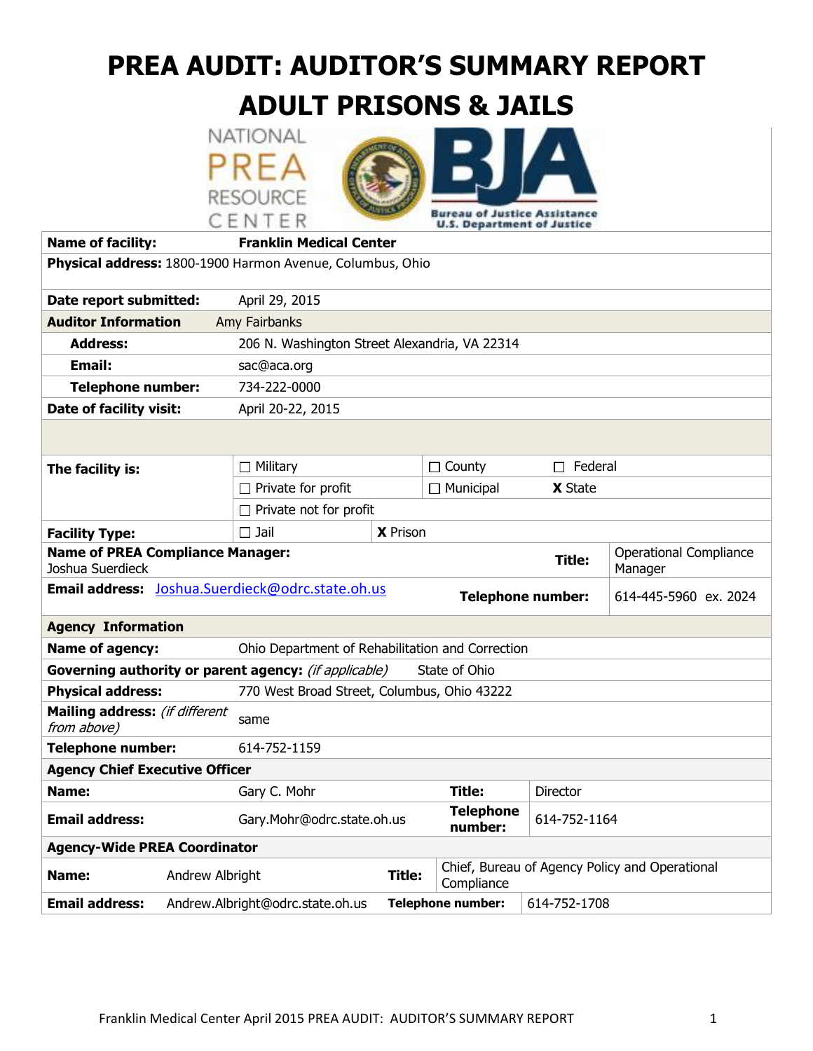# PREA AUDIT: AUDITOR'S SUMMARY REPORT
# ADULT PRISONS & JAILS

| | | | | | |
|---|---|---|---|---|---|
| **Name of facility:** | **Franklin Medical Center** | | | | |
| **Physical address:** 1800-1900 Harmon Avenue, Columbus, Ohio | | | | | |
| **Date report submitted:** | April 29, 2015 | | | | |
| **Auditor Information** | Amy Fairbanks | | | | |
| **Address:** | 206 N. Washington Street Alexandria, VA 22314 | | | | |
| **Email:** | sac@aca.org | | | | |
| **Telephone number:** | 734-222-0000 | | | | |
| **Date of facility visit:** | April 20-22, 2015 | | | | |
| | | | | | |
| **The facility is:** | ☐ Military | | ☐ County | ☐ Federal | |
| | ☐ Private for profit | | ☐ Municipal | **X** State | |
| | ☐ Private not for profit | | | | |
| **Facility Type:** | ☐ Jail | **X** Prison | | | |
| **Name of PREA Compliance Manager:** Joshua Suerdieck | | | | **Title:** | Operational Compliance Manager |
| **Email address:** Joshua.Suerdieck@odrc.state.oh.us | | | | **Telephone number:** | 614-445-5960 ex. 2024 |
| **Agency Information** | | | | | |
| **Name of agency:** | Ohio Department of Rehabilitation and Correction | | | | |
| **Governing authority or parent agency:** *(if applicable)* | State of Ohio | | | | |
| **Physical address:** | 770 West Broad Street, Columbus, Ohio 43222 | | | | |
| **Mailing address:** *(if different from above)* | same | | | | |
| **Telephone number:** | 614-752-1159 | | | | |
| **Agency Chief Executive Officer** | | | | | |
| **Name:** | Gary C. Mohr | | **Title:** | Director | |
| **Email address:** | Gary.Mohr@odrc.state.oh.us | | **Telephone number:** | 614-752-1164 | |
| **Agency-Wide PREA Coordinator** | | | | | |
| **Name:** | Andrew Albright | **Title:** | Chief, Bureau of Agency Policy and Operational Compliance | | |
| **Email address:** | Andrew.Albright@odrc.state.oh.us | **Telephone number:** | 614-752-1708 | | |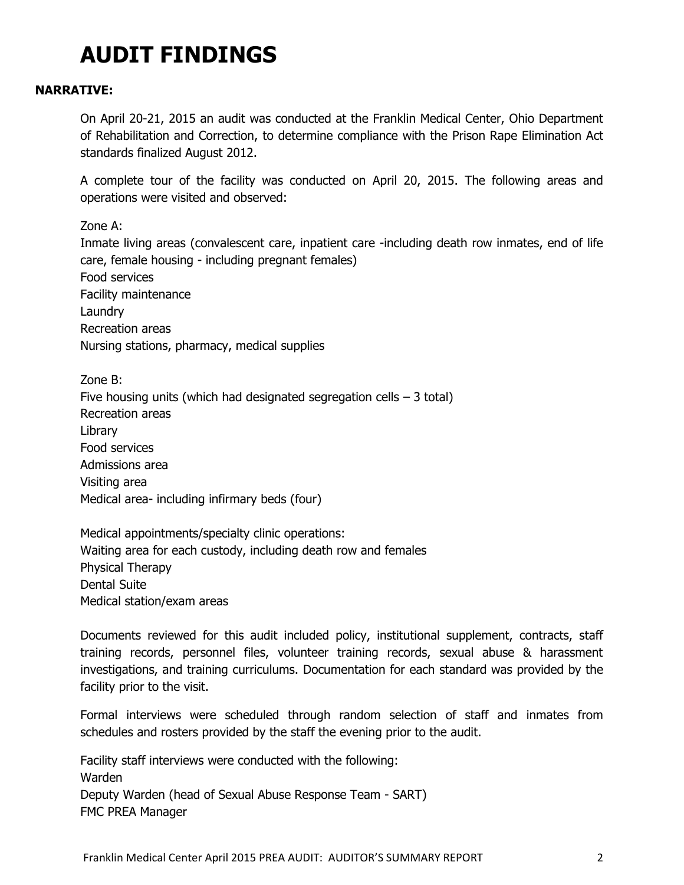# AUDIT FINDINGS

**NARRATIVE:**

On April 20-21, 2015 an audit was conducted at the Franklin Medical Center, Ohio Department of Rehabilitation and Correction, to determine compliance with the Prison Rape Elimination Act standards finalized August 2012.

A complete tour of the facility was conducted on April 20, 2015. The following areas and operations were visited and observed:

Zone A:
Inmate living areas (convalescent care, inpatient care -including death row inmates, end of life care, female housing - including pregnant females)
Food services
Facility maintenance
Laundry
Recreation areas
Nursing stations, pharmacy, medical supplies

Zone B:
Five housing units (which had designated segregation cells – 3 total)
Recreation areas
Library
Food services
Admissions area
Visiting area
Medical area- including infirmary beds (four)

Medical appointments/specialty clinic operations:
Waiting area for each custody, including death row and females
Physical Therapy
Dental Suite
Medical station/exam areas

Documents reviewed for this audit included policy, institutional supplement, contracts, staff training records, personnel files, volunteer training records, sexual abuse & harassment investigations, and training curriculums. Documentation for each standard was provided by the facility prior to the visit.

Formal interviews were scheduled through random selection of staff and inmates from schedules and rosters provided by the staff the evening prior to the audit.

Facility staff interviews were conducted with the following:
Warden
Deputy Warden (head of Sexual Abuse Response Team - SART)
FMC PREA Manager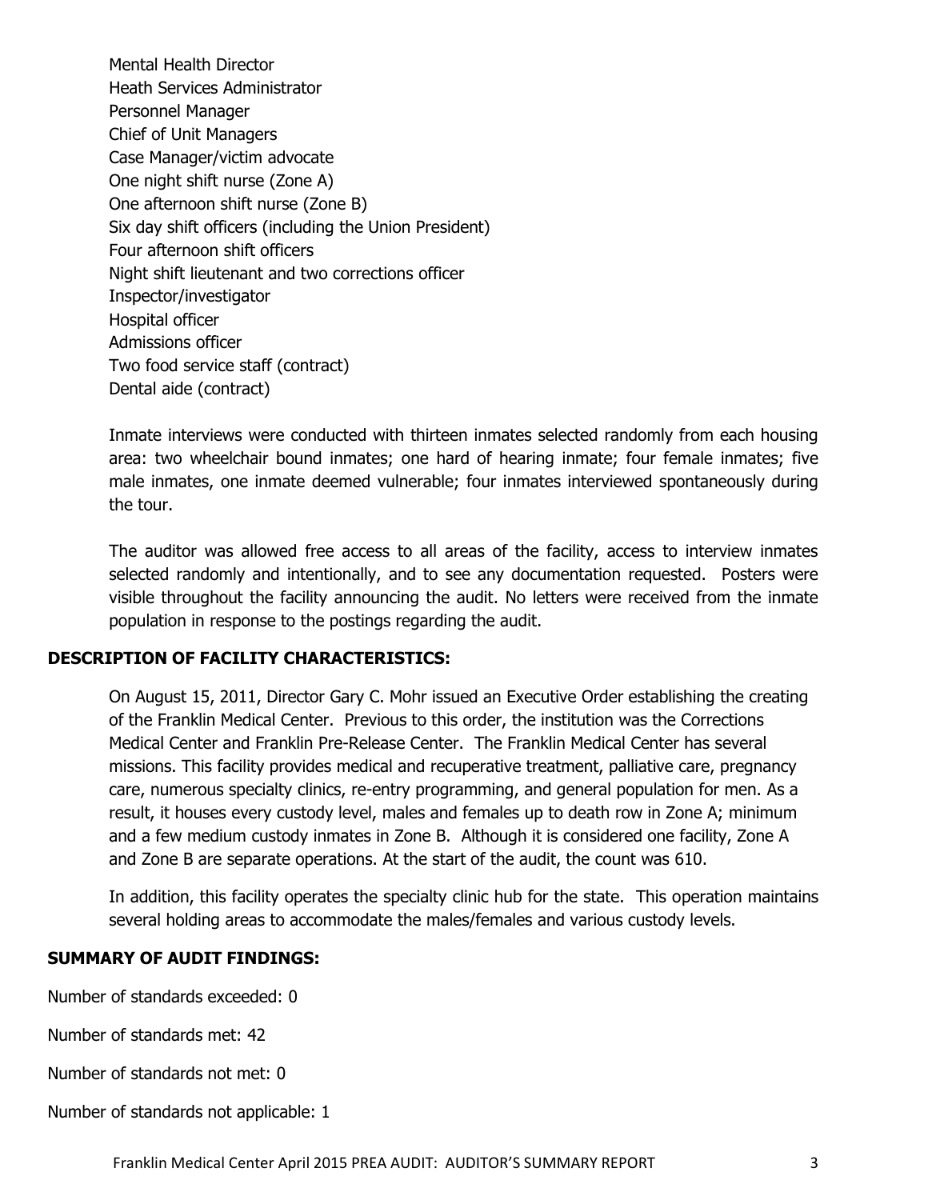Mental Health Director
Heath Services Administrator
Personnel Manager
Chief of Unit Managers
Case Manager/victim advocate
One night shift nurse (Zone A)
One afternoon shift nurse (Zone B)
Six day shift officers (including the Union President)
Four afternoon shift officers
Night shift lieutenant and two corrections officer
Inspector/investigator
Hospital officer
Admissions officer
Two food service staff (contract)
Dental aide (contract)

Inmate interviews were conducted with thirteen inmates selected randomly from each housing area: two wheelchair bound inmates; one hard of hearing inmate; four female inmates; five male inmates, one inmate deemed vulnerable; four inmates interviewed spontaneously during the tour.

The auditor was allowed free access to all areas of the facility, access to interview inmates selected randomly and intentionally, and to see any documentation requested. Posters were visible throughout the facility announcing the audit. No letters were received from the inmate population in response to the postings regarding the audit.

## DESCRIPTION OF FACILITY CHARACTERISTICS:

On August 15, 2011, Director Gary C. Mohr issued an Executive Order establishing the creating of the Franklin Medical Center. Previous to this order, the institution was the Corrections Medical Center and Franklin Pre-Release Center. The Franklin Medical Center has several missions. This facility provides medical and recuperative treatment, palliative care, pregnancy care, numerous specialty clinics, re-entry programming, and general population for men. As a result, it houses every custody level, males and females up to death row in Zone A; minimum and a few medium custody inmates in Zone B. Although it is considered one facility, Zone A and Zone B are separate operations. At the start of the audit, the count was 610.

In addition, this facility operates the specialty clinic hub for the state. This operation maintains several holding areas to accommodate the males/females and various custody levels.

## SUMMARY OF AUDIT FINDINGS:

Number of standards exceeded: 0

Number of standards met: 42

Number of standards not met: 0

Number of standards not applicable: 1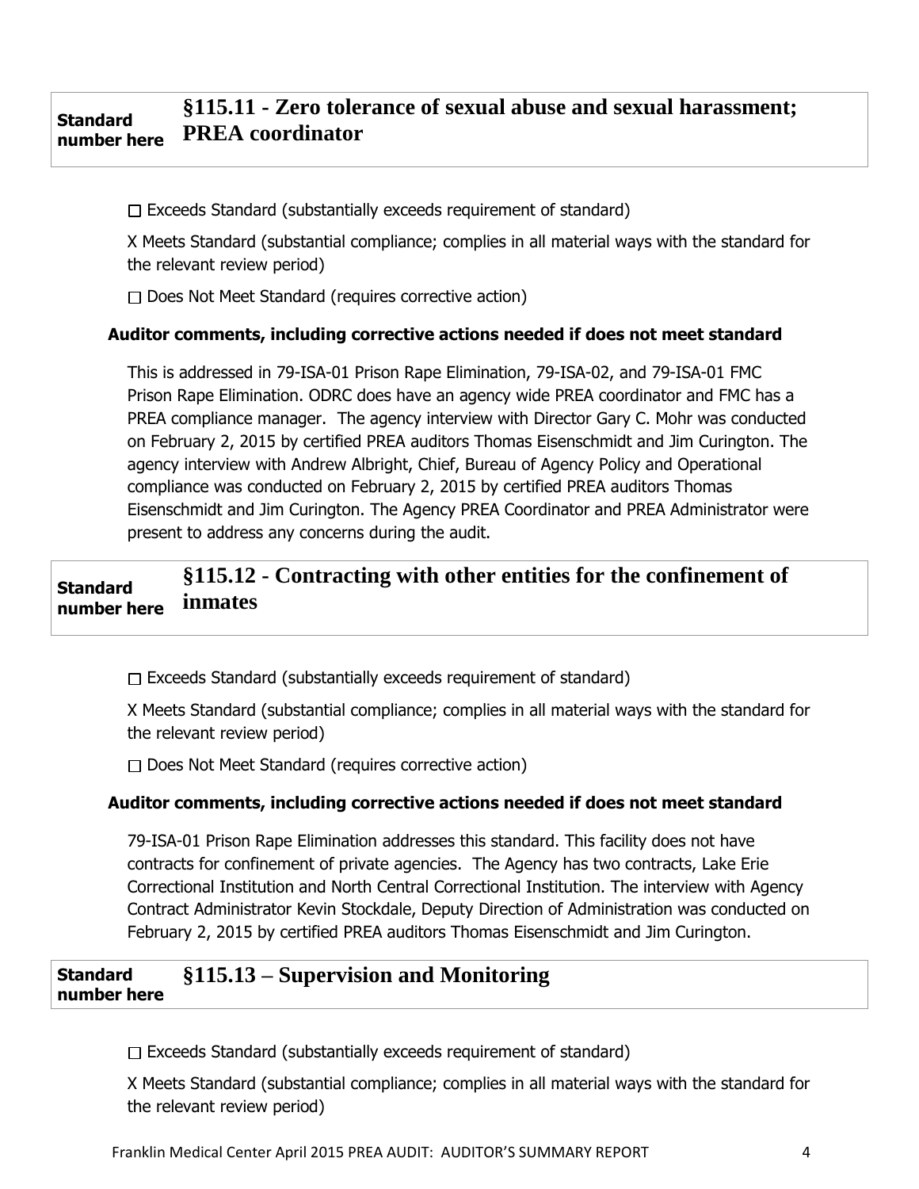| Standard number here | §115.11 - Zero tolerance of sexual abuse and sexual harassment; PREA coordinator |
|---|---|

☐ Exceeds Standard (substantially exceeds requirement of standard)

X Meets Standard (substantial compliance; complies in all material ways with the standard for the relevant review period)

☐ Does Not Meet Standard (requires corrective action)

**Auditor comments, including corrective actions needed if does not meet standard**

This is addressed in 79-ISA-01 Prison Rape Elimination, 79-ISA-02, and 79-ISA-01 FMC Prison Rape Elimination. ODRC does have an agency wide PREA coordinator and FMC has a PREA compliance manager. The agency interview with Director Gary C. Mohr was conducted on February 2, 2015 by certified PREA auditors Thomas Eisenschmidt and Jim Curington. The agency interview with Andrew Albright, Chief, Bureau of Agency Policy and Operational compliance was conducted on February 2, 2015 by certified PREA auditors Thomas Eisenschmidt and Jim Curington. The Agency PREA Coordinator and PREA Administrator were present to address any concerns during the audit.

| Standard number here | §115.12 - Contracting with other entities for the confinement of inmates |
|---|---|

☐ Exceeds Standard (substantially exceeds requirement of standard)

X Meets Standard (substantial compliance; complies in all material ways with the standard for the relevant review period)

☐ Does Not Meet Standard (requires corrective action)

**Auditor comments, including corrective actions needed if does not meet standard**

79-ISA-01 Prison Rape Elimination addresses this standard. This facility does not have contracts for confinement of private agencies. The Agency has two contracts, Lake Erie Correctional Institution and North Central Correctional Institution. The interview with Agency Contract Administrator Kevin Stockdale, Deputy Direction of Administration was conducted on February 2, 2015 by certified PREA auditors Thomas Eisenschmidt and Jim Curington.

| Standard number here | §115.13 – Supervision and Monitoring |
|---|---|

☐ Exceeds Standard (substantially exceeds requirement of standard)

X Meets Standard (substantial compliance; complies in all material ways with the standard for the relevant review period)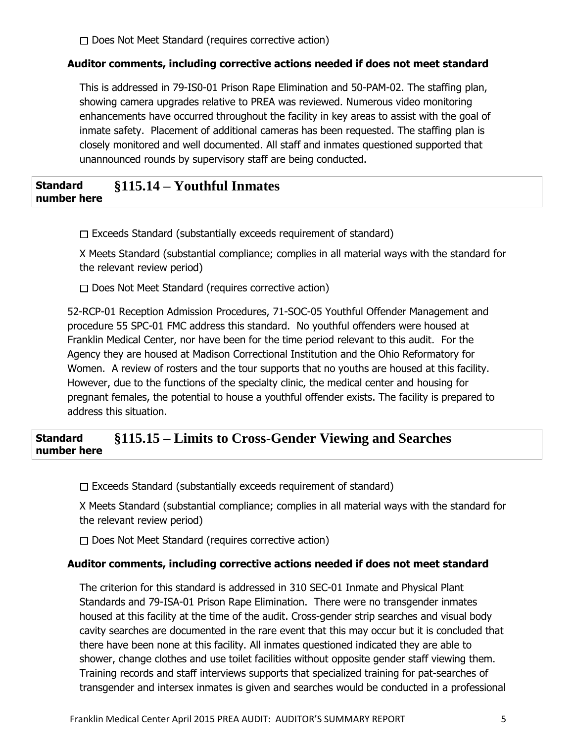☐ Does Not Meet Standard (requires corrective action)

**Auditor comments, including corrective actions needed if does not meet standard**

This is addressed in 79-IS0-01 Prison Rape Elimination and 50-PAM-02. The staffing plan, showing camera upgrades relative to PREA was reviewed. Numerous video monitoring enhancements have occurred throughout the facility in key areas to assist with the goal of inmate safety. Placement of additional cameras has been requested. The staffing plan is closely monitored and well documented. All staff and inmates questioned supported that unannounced rounds by supervisory staff are being conducted.

| **Standard number here** | **§115.14 – Youthful Inmates** |
|---|---|

☐ Exceeds Standard (substantially exceeds requirement of standard)

X Meets Standard (substantial compliance; complies in all material ways with the standard for the relevant review period)

☐ Does Not Meet Standard (requires corrective action)

52-RCP-01 Reception Admission Procedures, 71-SOC-05 Youthful Offender Management and procedure 55 SPC-01 FMC address this standard. No youthful offenders were housed at Franklin Medical Center, nor have been for the time period relevant to this audit. For the Agency they are housed at Madison Correctional Institution and the Ohio Reformatory for Women. A review of rosters and the tour supports that no youths are housed at this facility. However, due to the functions of the specialty clinic, the medical center and housing for pregnant females, the potential to house a youthful offender exists. The facility is prepared to address this situation.

| **Standard number here** | **§115.15 – Limits to Cross-Gender Viewing and Searches** |
|---|---|

☐ Exceeds Standard (substantially exceeds requirement of standard)

X Meets Standard (substantial compliance; complies in all material ways with the standard for the relevant review period)

☐ Does Not Meet Standard (requires corrective action)

**Auditor comments, including corrective actions needed if does not meet standard**

The criterion for this standard is addressed in 310 SEC-01 Inmate and Physical Plant Standards and 79-ISA-01 Prison Rape Elimination. There were no transgender inmates housed at this facility at the time of the audit. Cross-gender strip searches and visual body cavity searches are documented in the rare event that this may occur but it is concluded that there have been none at this facility. All inmates questioned indicated they are able to shower, change clothes and use toilet facilities without opposite gender staff viewing them. Training records and staff interviews supports that specialized training for pat-searches of transgender and intersex inmates is given and searches would be conducted in a professional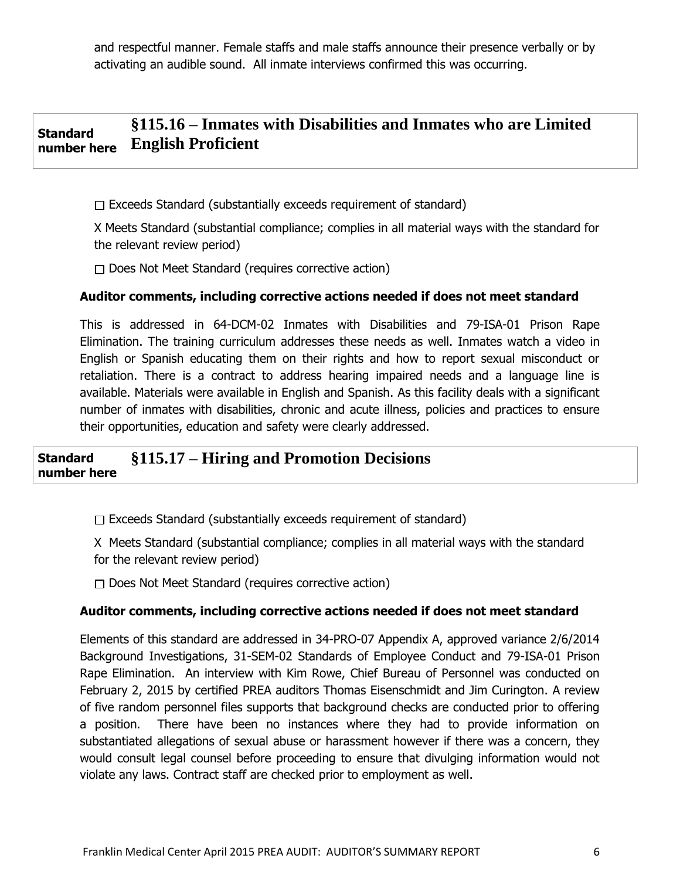and respectful manner. Female staffs and male staffs announce their presence verbally or by activating an audible sound. All inmate interviews confirmed this was occurring.

## Standard number here §115.16 – Inmates with Disabilities and Inmates who are Limited English Proficient

☐ Exceeds Standard (substantially exceeds requirement of standard)

X Meets Standard (substantial compliance; complies in all material ways with the standard for the relevant review period)

☐ Does Not Meet Standard (requires corrective action)

**Auditor comments, including corrective actions needed if does not meet standard**

This is addressed in 64-DCM-02 Inmates with Disabilities and 79-ISA-01 Prison Rape Elimination. The training curriculum addresses these needs as well. Inmates watch a video in English or Spanish educating them on their rights and how to report sexual misconduct or retaliation. There is a contract to address hearing impaired needs and a language line is available. Materials were available in English and Spanish. As this facility deals with a significant number of inmates with disabilities, chronic and acute illness, policies and practices to ensure their opportunities, education and safety were clearly addressed.

## Standard number here §115.17 – Hiring and Promotion Decisions

☐ Exceeds Standard (substantially exceeds requirement of standard)

X Meets Standard (substantial compliance; complies in all material ways with the standard for the relevant review period)

☐ Does Not Meet Standard (requires corrective action)

**Auditor comments, including corrective actions needed if does not meet standard**

Elements of this standard are addressed in 34-PRO-07 Appendix A, approved variance 2/6/2014 Background Investigations, 31-SEM-02 Standards of Employee Conduct and 79-ISA-01 Prison Rape Elimination. An interview with Kim Rowe, Chief Bureau of Personnel was conducted on February 2, 2015 by certified PREA auditors Thomas Eisenschmidt and Jim Curington. A review of five random personnel files supports that background checks are conducted prior to offering a position. There have been no instances where they had to provide information on substantiated allegations of sexual abuse or harassment however if there was a concern, they would consult legal counsel before proceeding to ensure that divulging information would not violate any laws. Contract staff are checked prior to employment as well.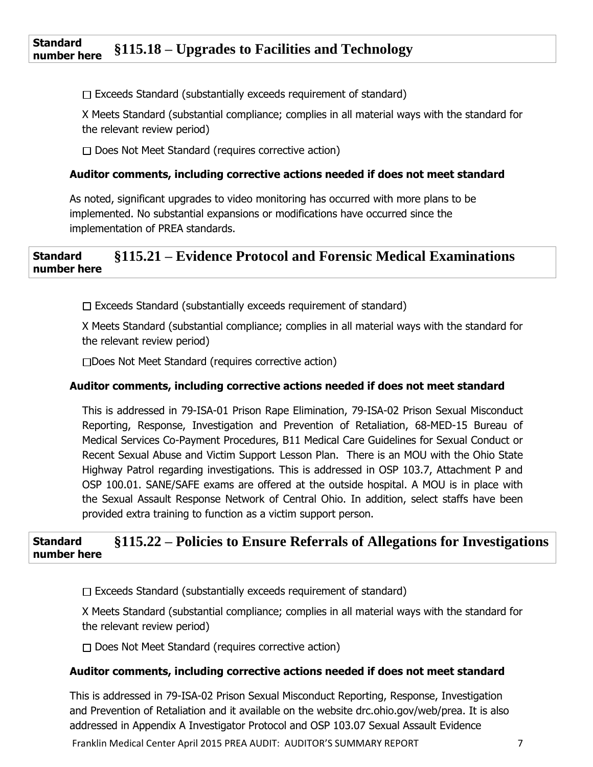## Standard number here §115.18 – Upgrades to Facilities and Technology

☐ Exceeds Standard (substantially exceeds requirement of standard)

X Meets Standard (substantial compliance; complies in all material ways with the standard for the relevant review period)

☐ Does Not Meet Standard (requires corrective action)

**Auditor comments, including corrective actions needed if does not meet standard**

As noted, significant upgrades to video monitoring has occurred with more plans to be implemented. No substantial expansions or modifications have occurred since the implementation of PREA standards.

## Standard number here §115.21 – Evidence Protocol and Forensic Medical Examinations

☐ Exceeds Standard (substantially exceeds requirement of standard)

X Meets Standard (substantial compliance; complies in all material ways with the standard for the relevant review period)

☐Does Not Meet Standard (requires corrective action)

**Auditor comments, including corrective actions needed if does not meet standard**

This is addressed in 79-ISA-01 Prison Rape Elimination, 79-ISA-02 Prison Sexual Misconduct Reporting, Response, Investigation and Prevention of Retaliation, 68-MED-15 Bureau of Medical Services Co-Payment Procedures, B11 Medical Care Guidelines for Sexual Conduct or Recent Sexual Abuse and Victim Support Lesson Plan. There is an MOU with the Ohio State Highway Patrol regarding investigations. This is addressed in OSP 103.7, Attachment P and OSP 100.01. SANE/SAFE exams are offered at the outside hospital. A MOU is in place with the Sexual Assault Response Network of Central Ohio. In addition, select staffs have been provided extra training to function as a victim support person.

## Standard number here §115.22 – Policies to Ensure Referrals of Allegations for Investigations

☐ Exceeds Standard (substantially exceeds requirement of standard)

X Meets Standard (substantial compliance; complies in all material ways with the standard for the relevant review period)

☐ Does Not Meet Standard (requires corrective action)

**Auditor comments, including corrective actions needed if does not meet standard**

This is addressed in 79-ISA-02 Prison Sexual Misconduct Reporting, Response, Investigation and Prevention of Retaliation and it available on the website drc.ohio.gov/web/prea. It is also addressed in Appendix A Investigator Protocol and OSP 103.07 Sexual Assault Evidence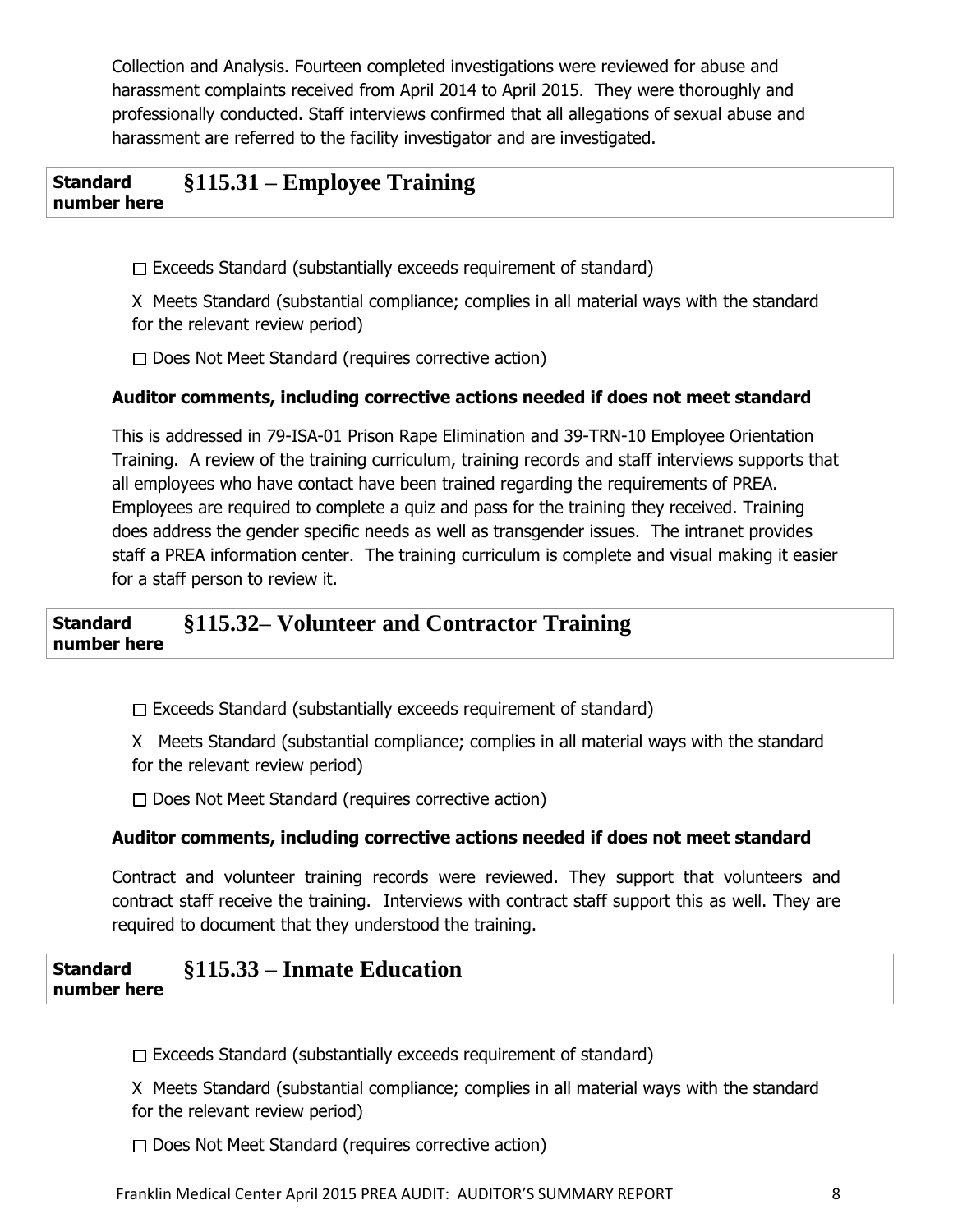Collection and Analysis. Fourteen completed investigations were reviewed for abuse and harassment complaints received from April 2014 to April 2015. They were thoroughly and professionally conducted. Staff interviews confirmed that all allegations of sexual abuse and harassment are referred to the facility investigator and are investigated.

| Standard number here | §115.31 – Employee Training |
|---|---|

☐ Exceeds Standard (substantially exceeds requirement of standard)

X Meets Standard (substantial compliance; complies in all material ways with the standard for the relevant review period)

☐ Does Not Meet Standard (requires corrective action)

**Auditor comments, including corrective actions needed if does not meet standard**

This is addressed in 79-ISA-01 Prison Rape Elimination and 39-TRN-10 Employee Orientation Training. A review of the training curriculum, training records and staff interviews supports that all employees who have contact have been trained regarding the requirements of PREA. Employees are required to complete a quiz and pass for the training they received. Training does address the gender specific needs as well as transgender issues. The intranet provides staff a PREA information center. The training curriculum is complete and visual making it easier for a staff person to review it.

| Standard number here | §115.32– Volunteer and Contractor Training |
|---|---|

☐ Exceeds Standard (substantially exceeds requirement of standard)

X Meets Standard (substantial compliance; complies in all material ways with the standard for the relevant review period)

☐ Does Not Meet Standard (requires corrective action)

**Auditor comments, including corrective actions needed if does not meet standard**

Contract and volunteer training records were reviewed. They support that volunteers and contract staff receive the training. Interviews with contract staff support this as well. They are required to document that they understood the training.

| Standard number here | §115.33 – Inmate Education |
|---|---|

☐ Exceeds Standard (substantially exceeds requirement of standard)

X Meets Standard (substantial compliance; complies in all material ways with the standard for the relevant review period)

☐ Does Not Meet Standard (requires corrective action)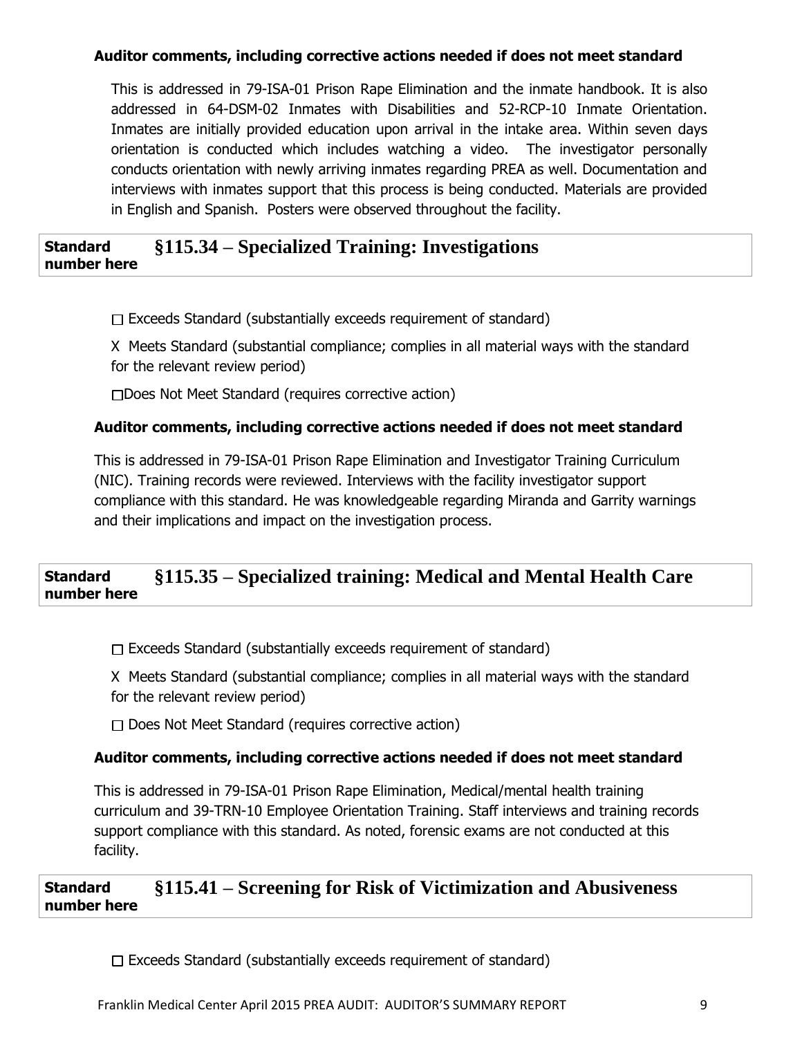**Auditor comments, including corrective actions needed if does not meet standard**

This is addressed in 79-ISA-01 Prison Rape Elimination and the inmate handbook. It is also addressed in 64-DSM-02 Inmates with Disabilities and 52-RCP-10 Inmate Orientation. Inmates are initially provided education upon arrival in the intake area. Within seven days orientation is conducted which includes watching a video. The investigator personally conducts orientation with newly arriving inmates regarding PREA as well. Documentation and interviews with inmates support that this process is being conducted. Materials are provided in English and Spanish. Posters were observed throughout the facility.

| Standard number here | §115.34 – Specialized Training: Investigations |
|---|---|

☐ Exceeds Standard (substantially exceeds requirement of standard)

X Meets Standard (substantial compliance; complies in all material ways with the standard for the relevant review period)

☐ Does Not Meet Standard (requires corrective action)

**Auditor comments, including corrective actions needed if does not meet standard**

This is addressed in 79-ISA-01 Prison Rape Elimination and Investigator Training Curriculum (NIC). Training records were reviewed. Interviews with the facility investigator support compliance with this standard. He was knowledgeable regarding Miranda and Garrity warnings and their implications and impact on the investigation process.

| Standard number here | §115.35 – Specialized training: Medical and Mental Health Care |
|---|---|

☐ Exceeds Standard (substantially exceeds requirement of standard)

X Meets Standard (substantial compliance; complies in all material ways with the standard for the relevant review period)

☐ Does Not Meet Standard (requires corrective action)

**Auditor comments, including corrective actions needed if does not meet standard**

This is addressed in 79-ISA-01 Prison Rape Elimination, Medical/mental health training curriculum and 39-TRN-10 Employee Orientation Training. Staff interviews and training records support compliance with this standard. As noted, forensic exams are not conducted at this facility.

| Standard number here | §115.41 – Screening for Risk of Victimization and Abusiveness |
|---|---|

☐ Exceeds Standard (substantially exceeds requirement of standard)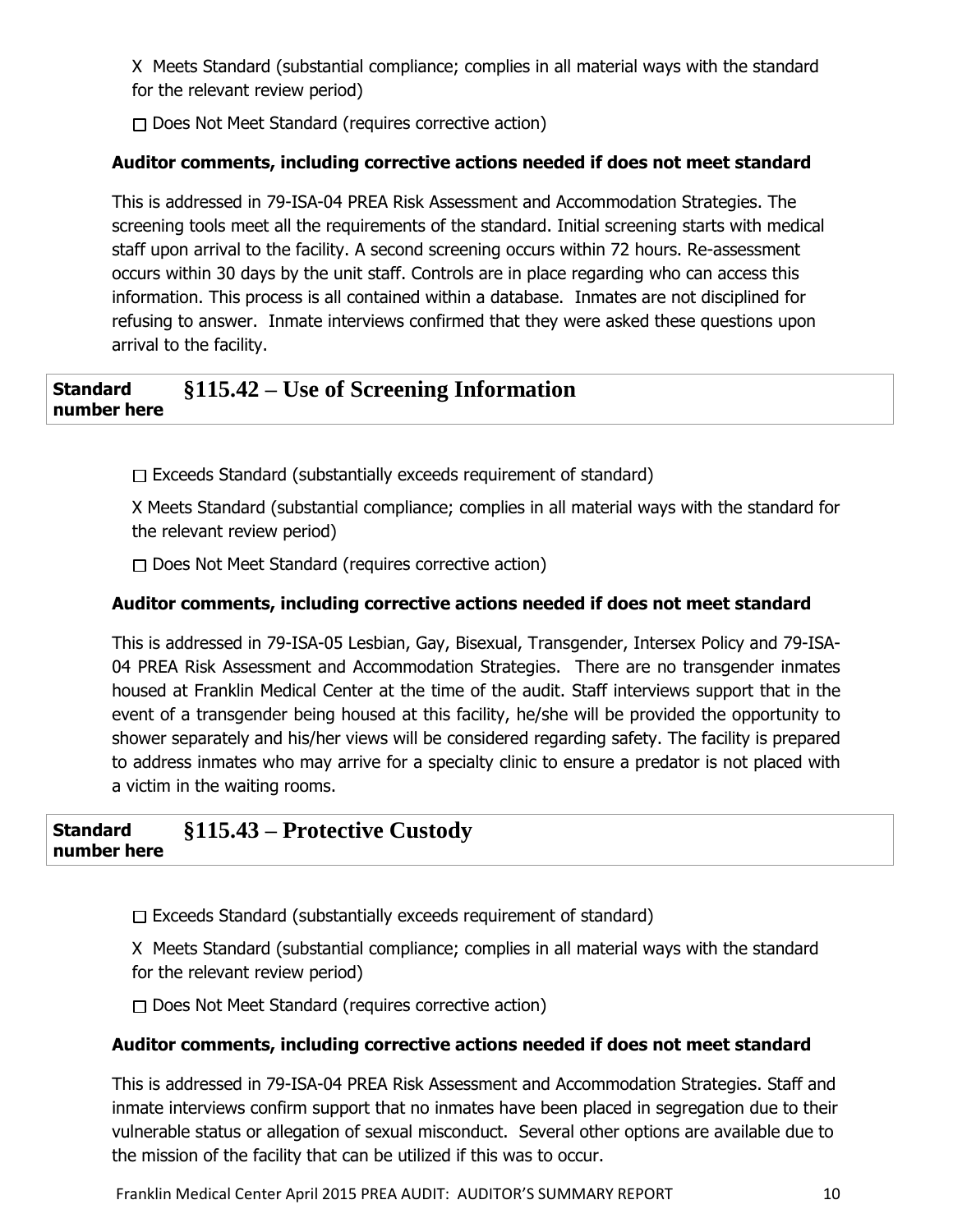X Meets Standard (substantial compliance; complies in all material ways with the standard for the relevant review period)

☐ Does Not Meet Standard (requires corrective action)

**Auditor comments, including corrective actions needed if does not meet standard**

This is addressed in 79-ISA-04 PREA Risk Assessment and Accommodation Strategies. The screening tools meet all the requirements of the standard. Initial screening starts with medical staff upon arrival to the facility. A second screening occurs within 72 hours. Re-assessment occurs within 30 days by the unit staff. Controls are in place regarding who can access this information. This process is all contained within a database. Inmates are not disciplined for refusing to answer. Inmate interviews confirmed that they were asked these questions upon arrival to the facility.

| **Standard number here** | **§115.42 – Use of Screening Information** |
|---|---|

☐ Exceeds Standard (substantially exceeds requirement of standard)

X Meets Standard (substantial compliance; complies in all material ways with the standard for the relevant review period)

☐ Does Not Meet Standard (requires corrective action)

**Auditor comments, including corrective actions needed if does not meet standard**

This is addressed in 79-ISA-05 Lesbian, Gay, Bisexual, Transgender, Intersex Policy and 79-ISA-04 PREA Risk Assessment and Accommodation Strategies. There are no transgender inmates housed at Franklin Medical Center at the time of the audit. Staff interviews support that in the event of a transgender being housed at this facility, he/she will be provided the opportunity to shower separately and his/her views will be considered regarding safety. The facility is prepared to address inmates who may arrive for a specialty clinic to ensure a predator is not placed with a victim in the waiting rooms.

| **Standard number here** | **§115.43 – Protective Custody** |
|---|---|

☐ Exceeds Standard (substantially exceeds requirement of standard)

X Meets Standard (substantial compliance; complies in all material ways with the standard for the relevant review period)

☐ Does Not Meet Standard (requires corrective action)

**Auditor comments, including corrective actions needed if does not meet standard**

This is addressed in 79-ISA-04 PREA Risk Assessment and Accommodation Strategies. Staff and inmate interviews confirm support that no inmates have been placed in segregation due to their vulnerable status or allegation of sexual misconduct. Several other options are available due to the mission of the facility that can be utilized if this was to occur.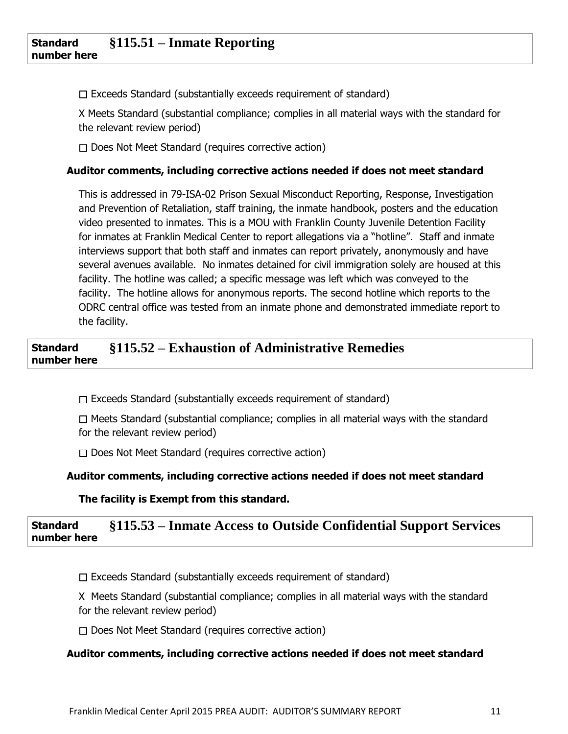| Standard number here | §115.51 – Inmate Reporting |
| --- | --- |

☐ Exceeds Standard (substantially exceeds requirement of standard)

X Meets Standard (substantial compliance; complies in all material ways with the standard for the relevant review period)

☐ Does Not Meet Standard (requires corrective action)

**Auditor comments, including corrective actions needed if does not meet standard**

This is addressed in 79-ISA-02 Prison Sexual Misconduct Reporting, Response, Investigation and Prevention of Retaliation, staff training, the inmate handbook, posters and the education video presented to inmates. This is a MOU with Franklin County Juvenile Detention Facility for inmates at Franklin Medical Center to report allegations via a "hotline". Staff and inmate interviews support that both staff and inmates can report privately, anonymously and have several avenues available. No inmates detained for civil immigration solely are housed at this facility. The hotline was called; a specific message was left which was conveyed to the facility. The hotline allows for anonymous reports. The second hotline which reports to the ODRC central office was tested from an inmate phone and demonstrated immediate report to the facility.

| Standard number here | §115.52 – Exhaustion of Administrative Remedies |
| --- | --- |

☐ Exceeds Standard (substantially exceeds requirement of standard)

☐ Meets Standard (substantial compliance; complies in all material ways with the standard for the relevant review period)

☐ Does Not Meet Standard (requires corrective action)

**Auditor comments, including corrective actions needed if does not meet standard**

**The facility is Exempt from this standard.**

| Standard number here | §115.53 – Inmate Access to Outside Confidential Support Services |
| --- | --- |

☐ Exceeds Standard (substantially exceeds requirement of standard)

X Meets Standard (substantial compliance; complies in all material ways with the standard for the relevant review period)

☐ Does Not Meet Standard (requires corrective action)

**Auditor comments, including corrective actions needed if does not meet standard**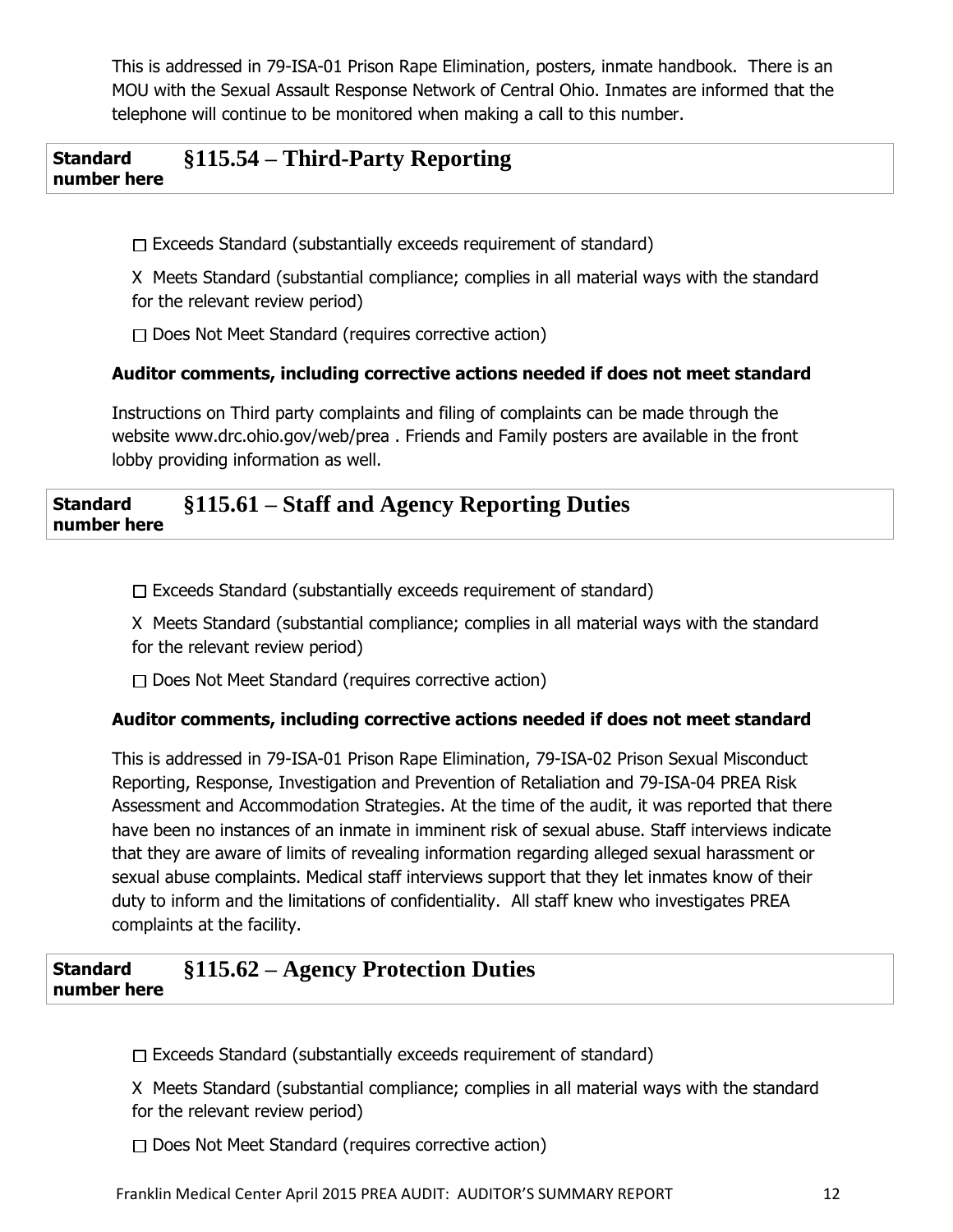This is addressed in 79-ISA-01 Prison Rape Elimination, posters, inmate handbook. There is an MOU with the Sexual Assault Response Network of Central Ohio. Inmates are informed that the telephone will continue to be monitored when making a call to this number.

| Standard number here | §115.54 – Third-Party Reporting |
|---|---|

☐ Exceeds Standard (substantially exceeds requirement of standard)

X Meets Standard (substantial compliance; complies in all material ways with the standard for the relevant review period)

☐ Does Not Meet Standard (requires corrective action)

**Auditor comments, including corrective actions needed if does not meet standard**

Instructions on Third party complaints and filing of complaints can be made through the website www.drc.ohio.gov/web/prea . Friends and Family posters are available in the front lobby providing information as well.

| Standard number here | §115.61 – Staff and Agency Reporting Duties |
|---|---|

☐ Exceeds Standard (substantially exceeds requirement of standard)

X Meets Standard (substantial compliance; complies in all material ways with the standard for the relevant review period)

☐ Does Not Meet Standard (requires corrective action)

**Auditor comments, including corrective actions needed if does not meet standard**

This is addressed in 79-ISA-01 Prison Rape Elimination, 79-ISA-02 Prison Sexual Misconduct Reporting, Response, Investigation and Prevention of Retaliation and 79-ISA-04 PREA Risk Assessment and Accommodation Strategies. At the time of the audit, it was reported that there have been no instances of an inmate in imminent risk of sexual abuse. Staff interviews indicate that they are aware of limits of revealing information regarding alleged sexual harassment or sexual abuse complaints. Medical staff interviews support that they let inmates know of their duty to inform and the limitations of confidentiality. All staff knew who investigates PREA complaints at the facility.

| Standard number here | §115.62 – Agency Protection Duties |
|---|---|

☐ Exceeds Standard (substantially exceeds requirement of standard)

X Meets Standard (substantial compliance; complies in all material ways with the standard for the relevant review period)

☐ Does Not Meet Standard (requires corrective action)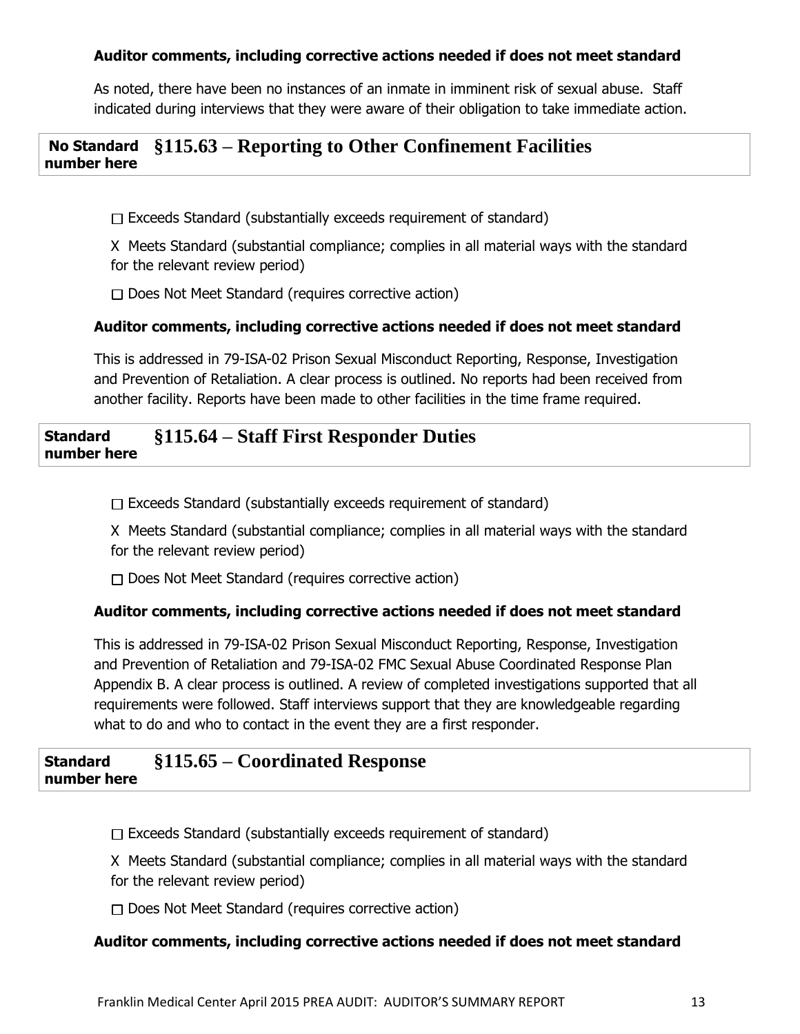**Auditor comments, including corrective actions needed if does not meet standard**

As noted, there have been no instances of an inmate in imminent risk of sexual abuse. Staff indicated during interviews that they were aware of their obligation to take immediate action.

| No Standard number here | §115.63 – Reporting to Other Confinement Facilities |
|---|---|

☐ Exceeds Standard (substantially exceeds requirement of standard)

X Meets Standard (substantial compliance; complies in all material ways with the standard for the relevant review period)

☐ Does Not Meet Standard (requires corrective action)

**Auditor comments, including corrective actions needed if does not meet standard**

This is addressed in 79-ISA-02 Prison Sexual Misconduct Reporting, Response, Investigation and Prevention of Retaliation. A clear process is outlined. No reports had been received from another facility. Reports have been made to other facilities in the time frame required.

| Standard number here | §115.64 – Staff First Responder Duties |
|---|---|

☐ Exceeds Standard (substantially exceeds requirement of standard)

X Meets Standard (substantial compliance; complies in all material ways with the standard for the relevant review period)

☐ Does Not Meet Standard (requires corrective action)

**Auditor comments, including corrective actions needed if does not meet standard**

This is addressed in 79-ISA-02 Prison Sexual Misconduct Reporting, Response, Investigation and Prevention of Retaliation and 79-ISA-02 FMC Sexual Abuse Coordinated Response Plan Appendix B. A clear process is outlined. A review of completed investigations supported that all requirements were followed. Staff interviews support that they are knowledgeable regarding what to do and who to contact in the event they are a first responder.

| Standard number here | §115.65 – Coordinated Response |
|---|---|

☐ Exceeds Standard (substantially exceeds requirement of standard)

X Meets Standard (substantial compliance; complies in all material ways with the standard for the relevant review period)

☐ Does Not Meet Standard (requires corrective action)

**Auditor comments, including corrective actions needed if does not meet standard**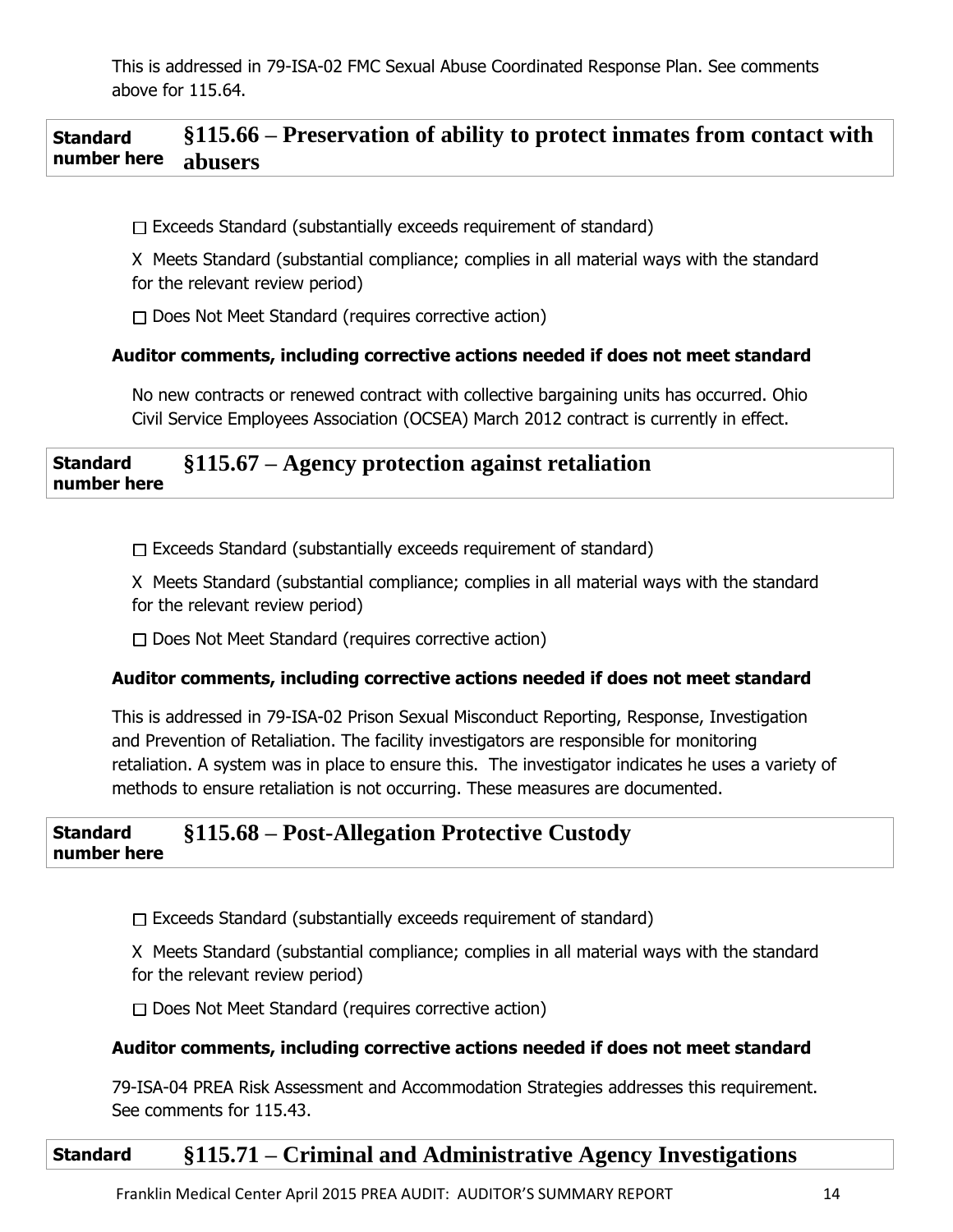This is addressed in 79-ISA-02 FMC Sexual Abuse Coordinated Response Plan. See comments above for 115.64.

| Standard number here | §115.66 – Preservation of ability to protect inmates from contact with abusers |
|---|---|

☐ Exceeds Standard (substantially exceeds requirement of standard)

X Meets Standard (substantial compliance; complies in all material ways with the standard for the relevant review period)

☐ Does Not Meet Standard (requires corrective action)

**Auditor comments, including corrective actions needed if does not meet standard**

No new contracts or renewed contract with collective bargaining units has occurred. Ohio Civil Service Employees Association (OCSEA) March 2012 contract is currently in effect.

| Standard number here | §115.67 – Agency protection against retaliation |
|---|---|

☐ Exceeds Standard (substantially exceeds requirement of standard)

X Meets Standard (substantial compliance; complies in all material ways with the standard for the relevant review period)

☐ Does Not Meet Standard (requires corrective action)

**Auditor comments, including corrective actions needed if does not meet standard**

This is addressed in 79-ISA-02 Prison Sexual Misconduct Reporting, Response, Investigation and Prevention of Retaliation. The facility investigators are responsible for monitoring retaliation. A system was in place to ensure this. The investigator indicates he uses a variety of methods to ensure retaliation is not occurring. These measures are documented.

| Standard number here | §115.68 – Post-Allegation Protective Custody |
|---|---|

☐ Exceeds Standard (substantially exceeds requirement of standard)

X Meets Standard (substantial compliance; complies in all material ways with the standard for the relevant review period)

☐ Does Not Meet Standard (requires corrective action)

**Auditor comments, including corrective actions needed if does not meet standard**

79-ISA-04 PREA Risk Assessment and Accommodation Strategies addresses this requirement. See comments for 115.43.

| Standard | §115.71 – Criminal and Administrative Agency Investigations |
|---|---|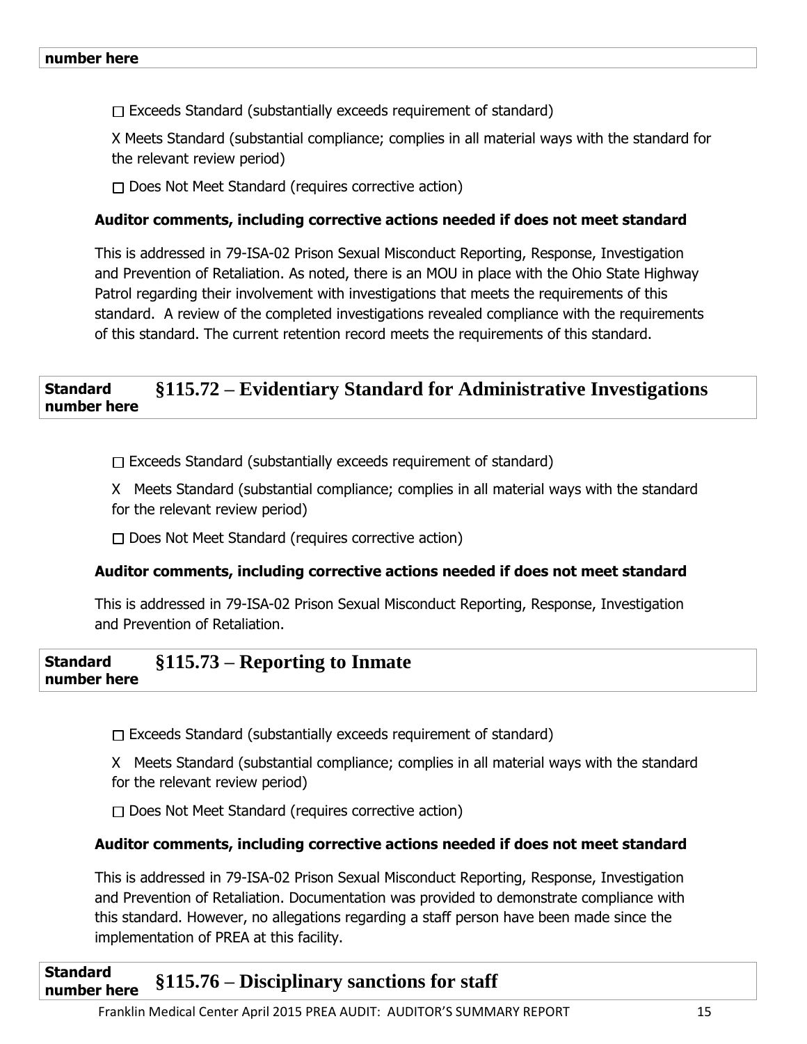number here

☐ Exceeds Standard (substantially exceeds requirement of standard)

X Meets Standard (substantial compliance; complies in all material ways with the standard for the relevant review period)

☐ Does Not Meet Standard (requires corrective action)

**Auditor comments, including corrective actions needed if does not meet standard**

This is addressed in 79-ISA-02 Prison Sexual Misconduct Reporting, Response, Investigation and Prevention of Retaliation. As noted, there is an MOU in place with the Ohio State Highway Patrol regarding their involvement with investigations that meets the requirements of this standard. A review of the completed investigations revealed compliance with the requirements of this standard. The current retention record meets the requirements of this standard.

## Standard number here §115.72 – Evidentiary Standard for Administrative Investigations

☐ Exceeds Standard (substantially exceeds requirement of standard)

X Meets Standard (substantial compliance; complies in all material ways with the standard for the relevant review period)

☐ Does Not Meet Standard (requires corrective action)

**Auditor comments, including corrective actions needed if does not meet standard**

This is addressed in 79-ISA-02 Prison Sexual Misconduct Reporting, Response, Investigation and Prevention of Retaliation.

## Standard number here §115.73 – Reporting to Inmate

☐ Exceeds Standard (substantially exceeds requirement of standard)

X Meets Standard (substantial compliance; complies in all material ways with the standard for the relevant review period)

☐ Does Not Meet Standard (requires corrective action)

**Auditor comments, including corrective actions needed if does not meet standard**

This is addressed in 79-ISA-02 Prison Sexual Misconduct Reporting, Response, Investigation and Prevention of Retaliation. Documentation was provided to demonstrate compliance with this standard. However, no allegations regarding a staff person have been made since the implementation of PREA at this facility.

## Standard number here §115.76 – Disciplinary sanctions for staff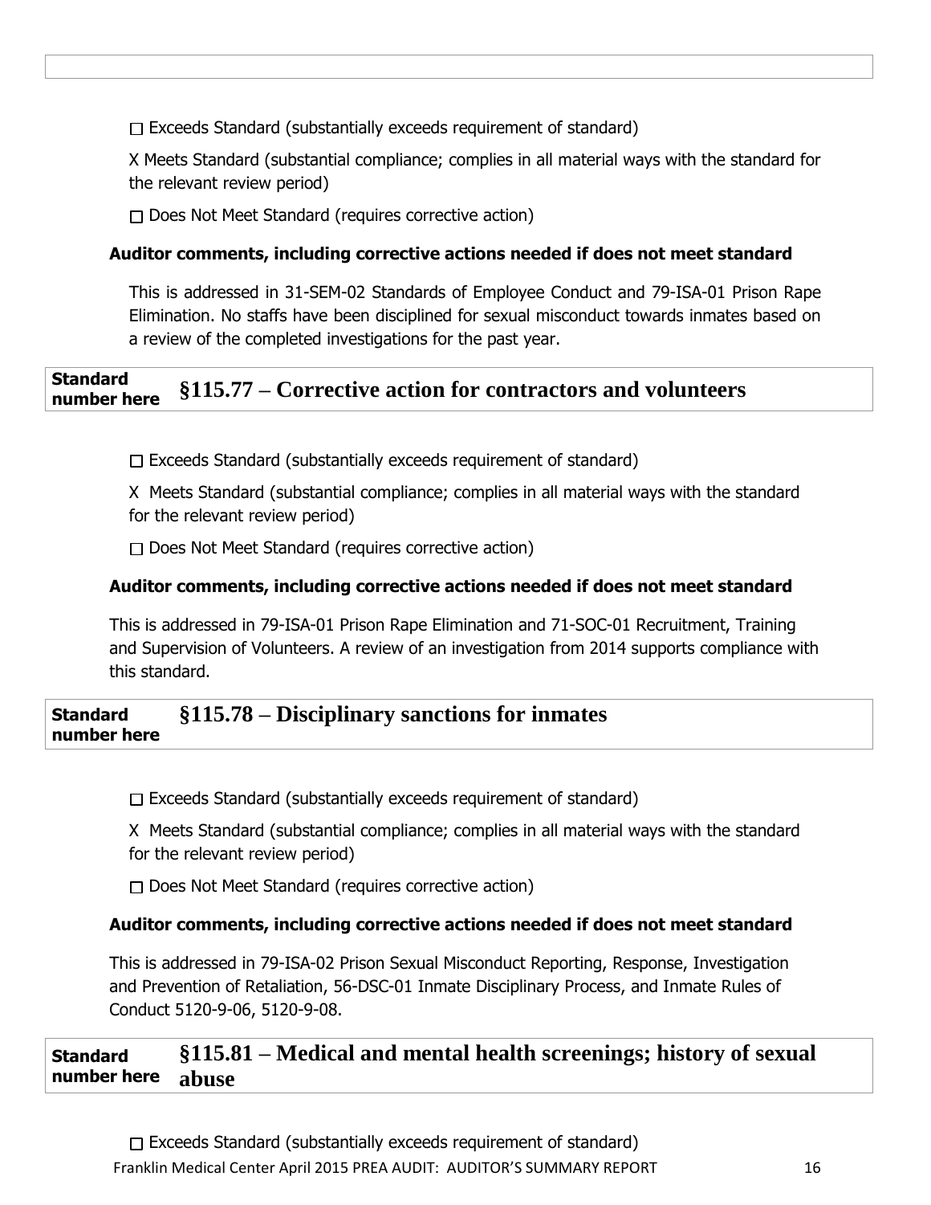☐ Exceeds Standard (substantially exceeds requirement of standard)

X Meets Standard (substantial compliance; complies in all material ways with the standard for the relevant review period)

☐ Does Not Meet Standard (requires corrective action)

**Auditor comments, including corrective actions needed if does not meet standard**

This is addressed in 31-SEM-02 Standards of Employee Conduct and 79-ISA-01 Prison Rape Elimination. No staffs have been disciplined for sexual misconduct towards inmates based on a review of the completed investigations for the past year.

## Standard number here §115.77 – Corrective action for contractors and volunteers

☐ Exceeds Standard (substantially exceeds requirement of standard)

X Meets Standard (substantial compliance; complies in all material ways with the standard for the relevant review period)

☐ Does Not Meet Standard (requires corrective action)

**Auditor comments, including corrective actions needed if does not meet standard**

This is addressed in 79-ISA-01 Prison Rape Elimination and 71-SOC-01 Recruitment, Training and Supervision of Volunteers. A review of an investigation from 2014 supports compliance with this standard.

## Standard number here §115.78 – Disciplinary sanctions for inmates

☐ Exceeds Standard (substantially exceeds requirement of standard)

X Meets Standard (substantial compliance; complies in all material ways with the standard for the relevant review period)

☐ Does Not Meet Standard (requires corrective action)

**Auditor comments, including corrective actions needed if does not meet standard**

This is addressed in 79-ISA-02 Prison Sexual Misconduct Reporting, Response, Investigation and Prevention of Retaliation, 56-DSC-01 Inmate Disciplinary Process, and Inmate Rules of Conduct 5120-9-06, 5120-9-08.

## Standard number here §115.81 – Medical and mental health screenings; history of sexual abuse

☐ Exceeds Standard (substantially exceeds requirement of standard)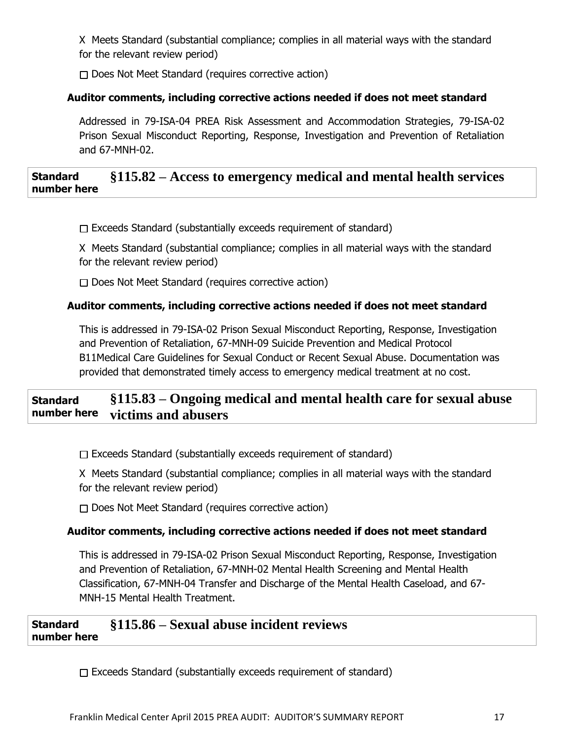X Meets Standard (substantial compliance; complies in all material ways with the standard for the relevant review period)

☐ Does Not Meet Standard (requires corrective action)

**Auditor comments, including corrective actions needed if does not meet standard**

Addressed in 79-ISA-04 PREA Risk Assessment and Accommodation Strategies, 79-ISA-02 Prison Sexual Misconduct Reporting, Response, Investigation and Prevention of Retaliation and 67-MNH-02.

| Standard number here | §115.82 – Access to emergency medical and mental health services |
| --- | --- |

☐ Exceeds Standard (substantially exceeds requirement of standard)

X Meets Standard (substantial compliance; complies in all material ways with the standard for the relevant review period)

☐ Does Not Meet Standard (requires corrective action)

**Auditor comments, including corrective actions needed if does not meet standard**

This is addressed in 79-ISA-02 Prison Sexual Misconduct Reporting, Response, Investigation and Prevention of Retaliation, 67-MNH-09 Suicide Prevention and Medical Protocol B11Medical Care Guidelines for Sexual Conduct or Recent Sexual Abuse. Documentation was provided that demonstrated timely access to emergency medical treatment at no cost.

| Standard number here | §115.83 – Ongoing medical and mental health care for sexual abuse victims and abusers |
| --- | --- |

☐ Exceeds Standard (substantially exceeds requirement of standard)

X Meets Standard (substantial compliance; complies in all material ways with the standard for the relevant review period)

☐ Does Not Meet Standard (requires corrective action)

**Auditor comments, including corrective actions needed if does not meet standard**

This is addressed in 79-ISA-02 Prison Sexual Misconduct Reporting, Response, Investigation and Prevention of Retaliation, 67-MNH-02 Mental Health Screening and Mental Health Classification, 67-MNH-04 Transfer and Discharge of the Mental Health Caseload, and 67-MNH-15 Mental Health Treatment.

| Standard number here | §115.86 – Sexual abuse incident reviews |
| --- | --- |

☐ Exceeds Standard (substantially exceeds requirement of standard)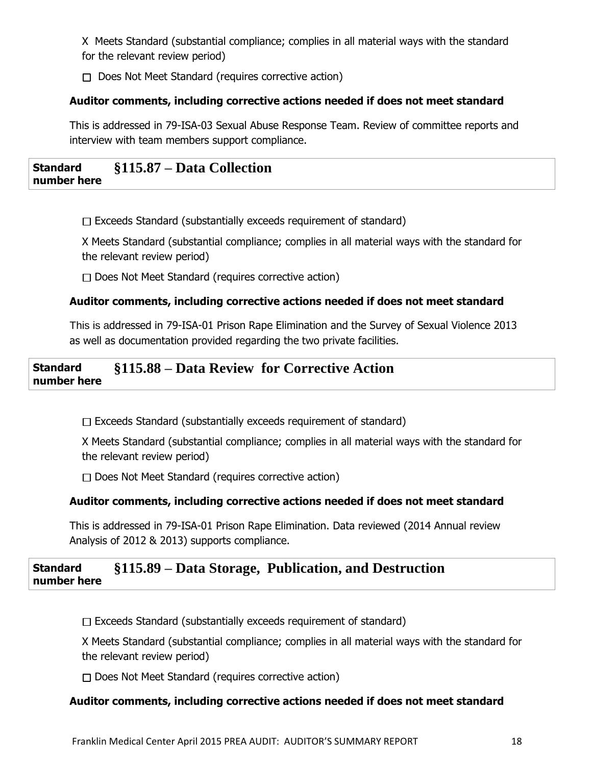X Meets Standard (substantial compliance; complies in all material ways with the standard for the relevant review period)

☐ Does Not Meet Standard (requires corrective action)

**Auditor comments, including corrective actions needed if does not meet standard**

This is addressed in 79-ISA-03 Sexual Abuse Response Team. Review of committee reports and interview with team members support compliance.

| **Standard number here** | **§115.87 – Data Collection** |
|---|---|

☐ Exceeds Standard (substantially exceeds requirement of standard)

X Meets Standard (substantial compliance; complies in all material ways with the standard for the relevant review period)

☐ Does Not Meet Standard (requires corrective action)

**Auditor comments, including corrective actions needed if does not meet standard**

This is addressed in 79-ISA-01 Prison Rape Elimination and the Survey of Sexual Violence 2013 as well as documentation provided regarding the two private facilities.

| **Standard number here** | **§115.88 – Data Review for Corrective Action** |
|---|---|

☐ Exceeds Standard (substantially exceeds requirement of standard)

X Meets Standard (substantial compliance; complies in all material ways with the standard for the relevant review period)

☐ Does Not Meet Standard (requires corrective action)

**Auditor comments, including corrective actions needed if does not meet standard**

This is addressed in 79-ISA-01 Prison Rape Elimination. Data reviewed (2014 Annual review Analysis of 2012 & 2013) supports compliance.

| **Standard number here** | **§115.89 – Data Storage, Publication, and Destruction** |
|---|---|

☐ Exceeds Standard (substantially exceeds requirement of standard)

X Meets Standard (substantial compliance; complies in all material ways with the standard for the relevant review period)

☐ Does Not Meet Standard (requires corrective action)

**Auditor comments, including corrective actions needed if does not meet standard**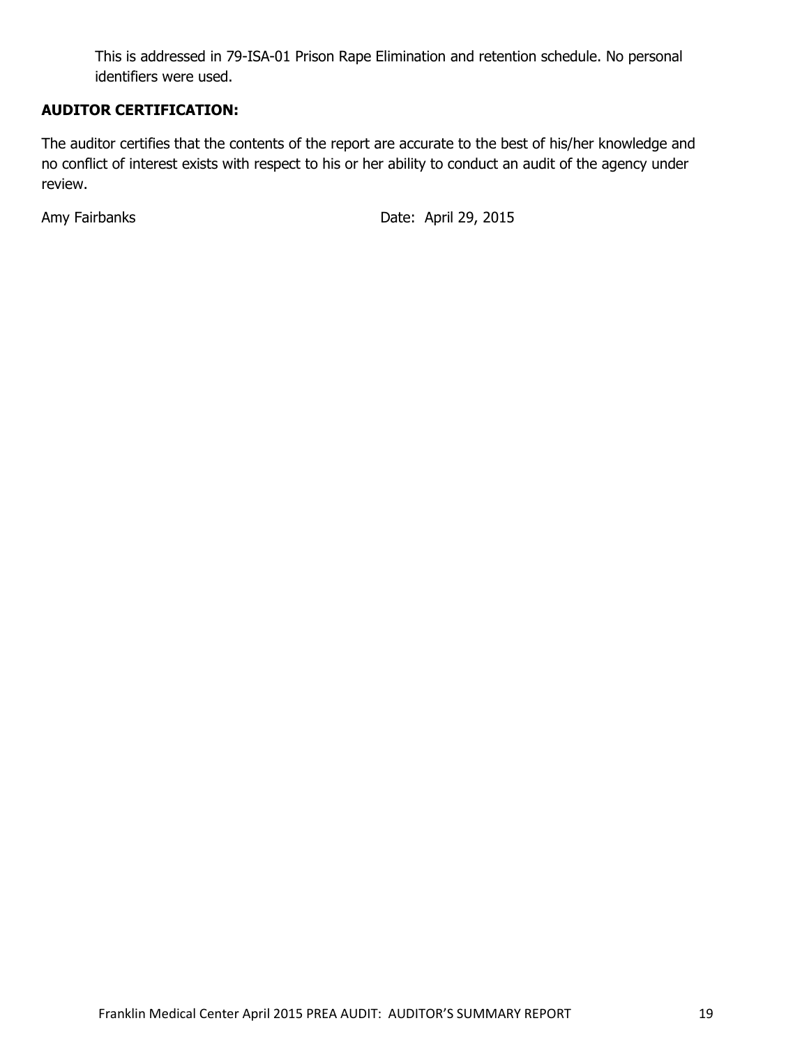This is addressed in 79-ISA-01 Prison Rape Elimination and retention schedule. No personal identifiers were used.

**AUDITOR CERTIFICATION:**

The auditor certifies that the contents of the report are accurate to the best of his/her knowledge and no conflict of interest exists with respect to his or her ability to conduct an audit of the agency under review.

Amy Fairbanks Date: April 29, 2015